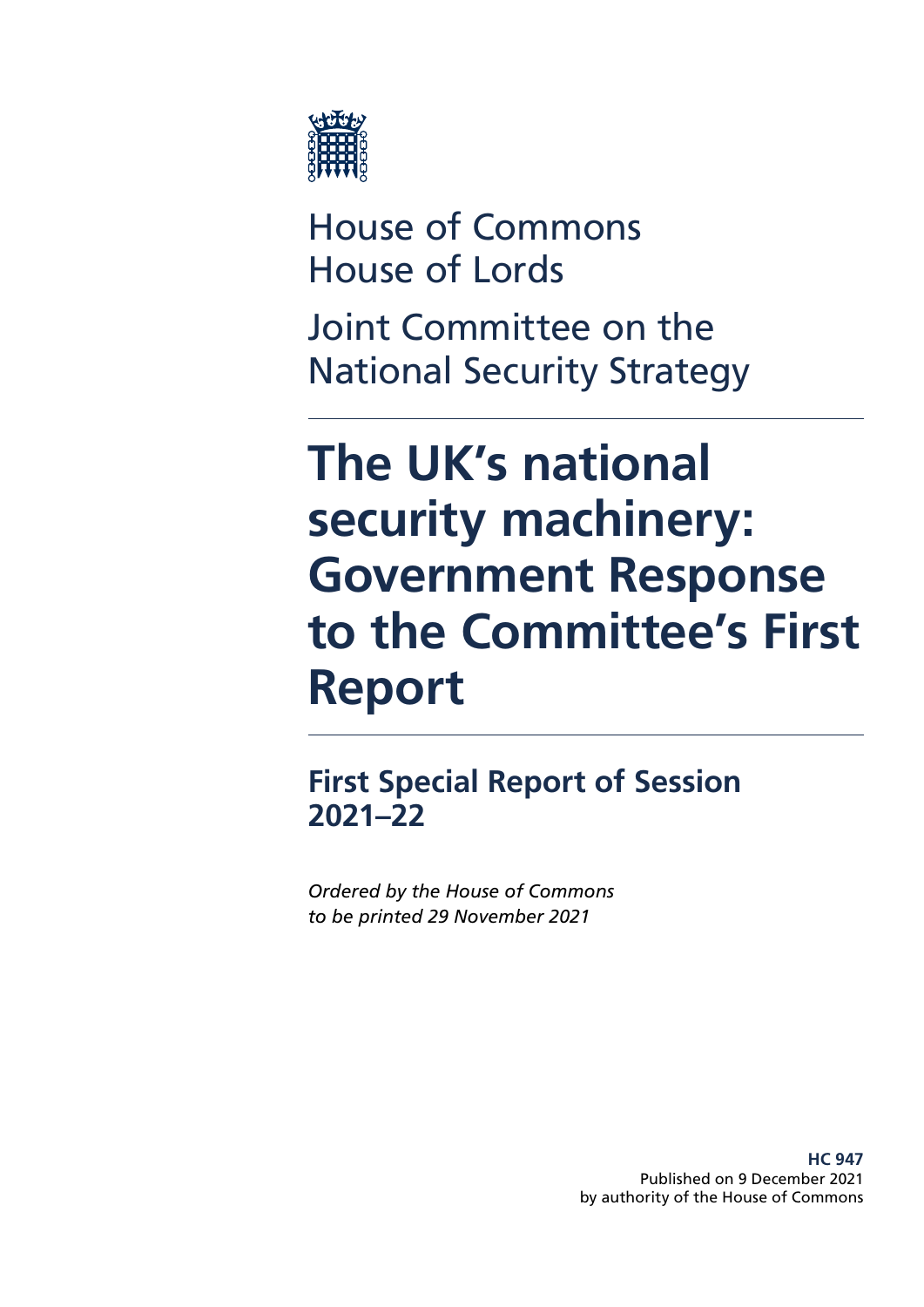House of Commons
House of Lords

Joint Committee on the National Security Strategy

# The UK's national security machinery: Government Response to the Committee's First Report

## First Special Report of Session 2021–22

*Ordered by the House of Commons to be printed 29 November 2021*

**HC 947**
Published on 9 December 2021
by authority of the House of Commons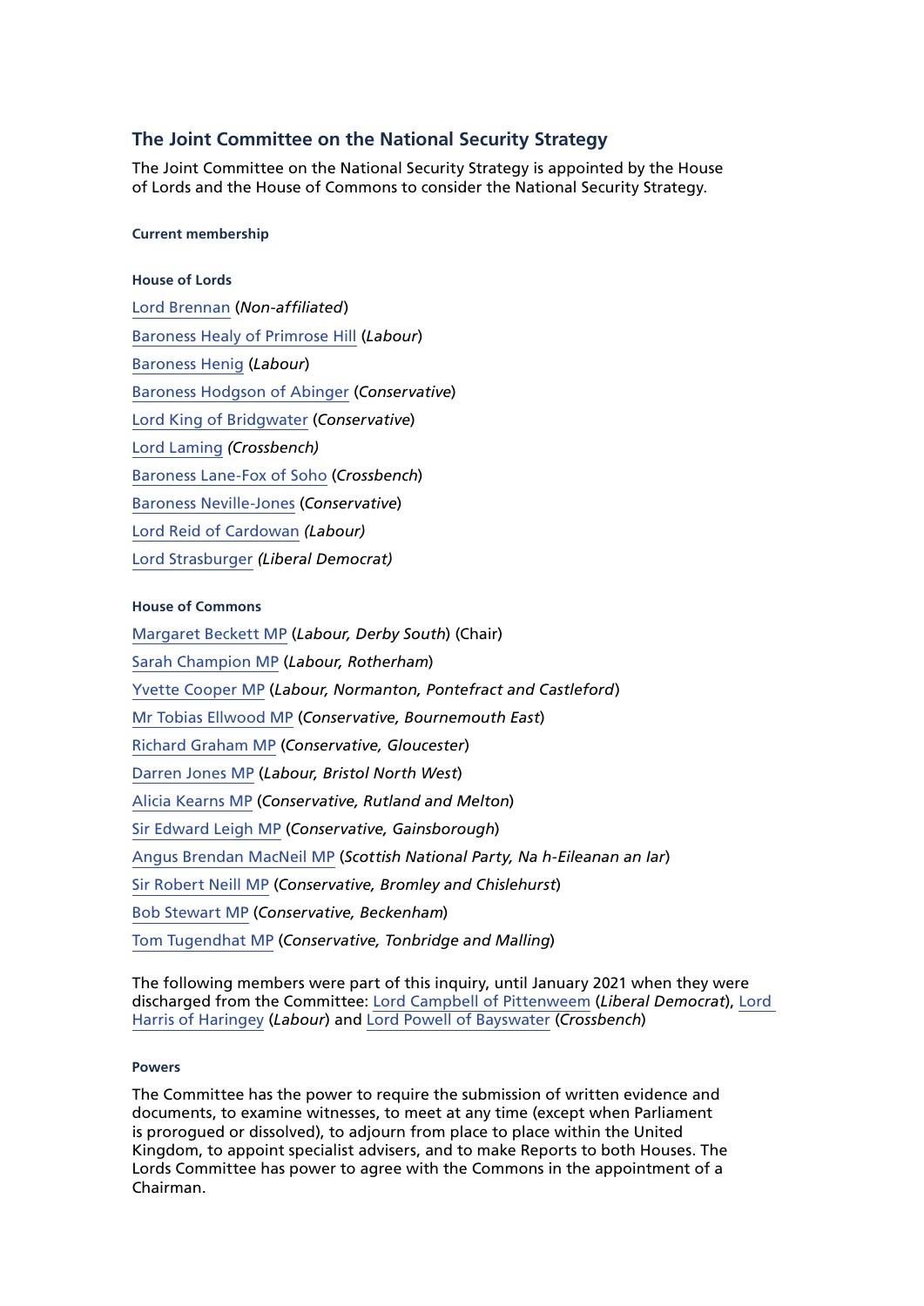## The Joint Committee on the National Security Strategy

The Joint Committee on the National Security Strategy is appointed by the House of Lords and the House of Commons to consider the National Security Strategy.

#### Current membership

#### House of Lords

Lord Brennan (*Non-affiliated*)

Baroness Healy of Primrose Hill (*Labour*)

Baroness Henig (*Labour*)

Baroness Hodgson of Abinger (*Conservative*)

Lord King of Bridgwater (*Conservative*)

Lord Laming *(Crossbench)*

Baroness Lane-Fox of Soho (*Crossbench*)

Baroness Neville-Jones (*Conservative*)

Lord Reid of Cardowan *(Labour)*

Lord Strasburger *(Liberal Democrat)*

#### House of Commons

Margaret Beckett MP (*Labour, Derby South*) (Chair)

Sarah Champion MP (*Labour, Rotherham*)

Yvette Cooper MP (*Labour, Normanton, Pontefract and Castleford*)

Mr Tobias Ellwood MP (*Conservative, Bournemouth East*)

Richard Graham MP (*Conservative, Gloucester*)

Darren Jones MP (*Labour, Bristol North West*)

Alicia Kearns MP (*Conservative, Rutland and Melton*)

Sir Edward Leigh MP (*Conservative, Gainsborough*)

Angus Brendan MacNeil MP (*Scottish National Party, Na h-Eileanan an Iar*)

Sir Robert Neill MP (*Conservative, Bromley and Chislehurst*)

Bob Stewart MP (*Conservative, Beckenham*)

Tom Tugendhat MP (*Conservative, Tonbridge and Malling*)

The following members were part of this inquiry, until January 2021 when they were discharged from the Committee: Lord Campbell of Pittenweem (*Liberal Democrat*), Lord Harris of Haringey (*Labour*) and Lord Powell of Bayswater (*Crossbench*)

#### Powers

The Committee has the power to require the submission of written evidence and documents, to examine witnesses, to meet at any time (except when Parliament is prorogued or dissolved), to adjourn from place to place within the United Kingdom, to appoint specialist advisers, and to make Reports to both Houses. The Lords Committee has power to agree with the Commons in the appointment of a Chairman.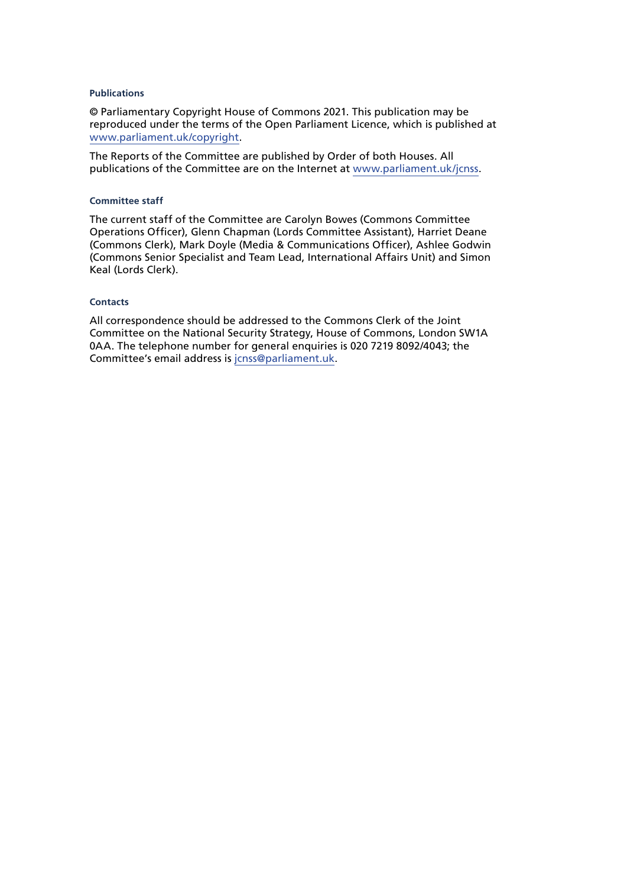### Publications

© Parliamentary Copyright House of Commons 2021. This publication may be reproduced under the terms of the Open Parliament Licence, which is published at www.parliament.uk/copyright.

The Reports of the Committee are published by Order of both Houses. All publications of the Committee are on the Internet at www.parliament.uk/jcnss.

### Committee staff

The current staff of the Committee are Carolyn Bowes (Commons Committee Operations Officer), Glenn Chapman (Lords Committee Assistant), Harriet Deane (Commons Clerk), Mark Doyle (Media & Communications Officer), Ashlee Godwin (Commons Senior Specialist and Team Lead, International Affairs Unit) and Simon Keal (Lords Clerk).

### Contacts

All correspondence should be addressed to the Commons Clerk of the Joint Committee on the National Security Strategy, House of Commons, London SW1A 0AA. The telephone number for general enquiries is 020 7219 8092/4043; the Committee's email address is jcnss@parliament.uk.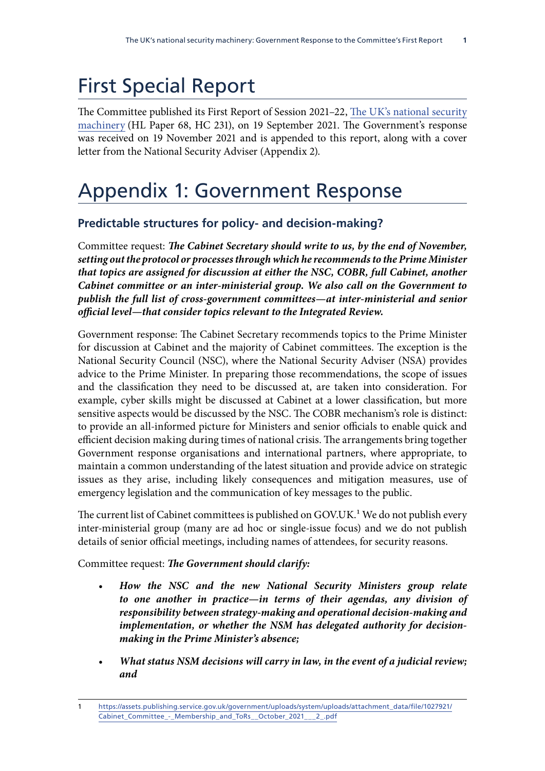# First Special Report

The Committee published its First Report of Session 2021–22, [The UK's national security machinery](#) (HL Paper 68, HC 231), on 19 September 2021. The Government's response was received on 19 November 2021 and is appended to this report, along with a cover letter from the National Security Adviser (Appendix 2).

# Appendix 1: Government Response

## Predictable structures for policy- and decision-making?

Committee request: ***The Cabinet Secretary should write to us, by the end of November, setting out the protocol or processes through which he recommends to the Prime Minister that topics are assigned for discussion at either the NSC, COBR, full Cabinet, another Cabinet committee or an inter-ministerial group. We also call on the Government to publish the full list of cross-government committees—at inter-ministerial and senior official level—that consider topics relevant to the Integrated Review.***

Government response: The Cabinet Secretary recommends topics to the Prime Minister for discussion at Cabinet and the majority of Cabinet committees. The exception is the National Security Council (NSC), where the National Security Adviser (NSA) provides advice to the Prime Minister. In preparing those recommendations, the scope of issues and the classification they need to be discussed at, are taken into consideration. For example, cyber skills might be discussed at Cabinet at a lower classification, but more sensitive aspects would be discussed by the NSC. The COBR mechanism's role is distinct: to provide an all-informed picture for Ministers and senior officials to enable quick and efficient decision making during times of national crisis. The arrangements bring together Government response organisations and international partners, where appropriate, to maintain a common understanding of the latest situation and provide advice on strategic issues as they arise, including likely consequences and mitigation measures, use of emergency legislation and the communication of key messages to the public.

The current list of Cabinet committees is published on GOV.UK.[1] We do not publish every inter-ministerial group (many are ad hoc or single-issue focus) and we do not publish details of senior official meetings, including names of attendees, for security reasons.

Committee request: ***The Government should clarify:***

- ***How the NSC and the new National Security Ministers group relate to one another in practice—in terms of their agendas, any division of responsibility between strategy-making and operational decision-making and implementation, or whether the NSM has delegated authority for decision-making in the Prime Minister's absence;***
- ***What status NSM decisions will carry in law, in the event of a judicial review; and***

1 https://assets.publishing.service.gov.uk/government/uploads/system/uploads/attachment_data/file/1027921/Cabinet_Committee_-_Membership_and_ToRs__October_2021___2_.pdf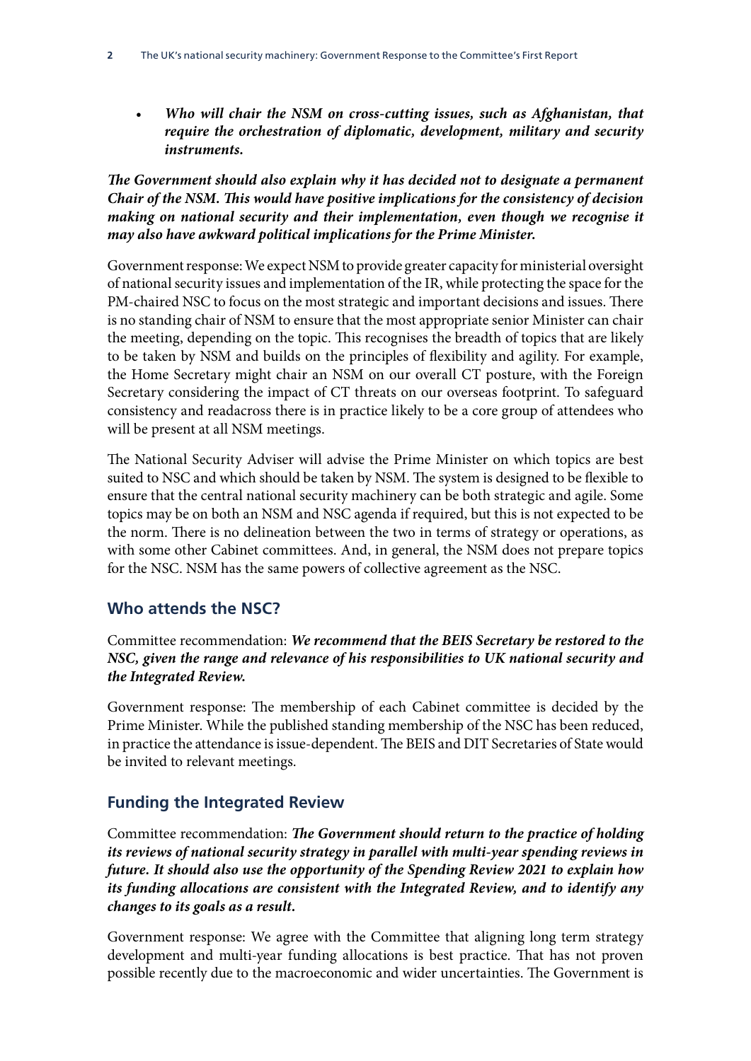- ***Who will chair the NSM on cross-cutting issues, such as Afghanistan, that require the orchestration of diplomatic, development, military and security instruments.***

***The Government should also explain why it has decided not to designate a permanent Chair of the NSM. This would have positive implications for the consistency of decision making on national security and their implementation, even though we recognise it may also have awkward political implications for the Prime Minister.***

Government response: We expect NSM to provide greater capacity for ministerial oversight of national security issues and implementation of the IR, while protecting the space for the PM-chaired NSC to focus on the most strategic and important decisions and issues. There is no standing chair of NSM to ensure that the most appropriate senior Minister can chair the meeting, depending on the topic. This recognises the breadth of topics that are likely to be taken by NSM and builds on the principles of flexibility and agility. For example, the Home Secretary might chair an NSM on our overall CT posture, with the Foreign Secretary considering the impact of CT threats on our overseas footprint. To safeguard consistency and readacross there is in practice likely to be a core group of attendees who will be present at all NSM meetings.

The National Security Adviser will advise the Prime Minister on which topics are best suited to NSC and which should be taken by NSM. The system is designed to be flexible to ensure that the central national security machinery can be both strategic and agile. Some topics may be on both an NSM and NSC agenda if required, but this is not expected to be the norm. There is no delineation between the two in terms of strategy or operations, as with some other Cabinet committees. And, in general, the NSM does not prepare topics for the NSC. NSM has the same powers of collective agreement as the NSC.

## Who attends the NSC?

Committee recommendation: ***We recommend that the BEIS Secretary be restored to the NSC, given the range and relevance of his responsibilities to UK national security and the Integrated Review.***

Government response: The membership of each Cabinet committee is decided by the Prime Minister. While the published standing membership of the NSC has been reduced, in practice the attendance is issue-dependent. The BEIS and DIT Secretaries of State would be invited to relevant meetings.

## Funding the Integrated Review

Committee recommendation: ***The Government should return to the practice of holding its reviews of national security strategy in parallel with multi-year spending reviews in future. It should also use the opportunity of the Spending Review 2021 to explain how its funding allocations are consistent with the Integrated Review, and to identify any changes to its goals as a result.***

Government response: We agree with the Committee that aligning long term strategy development and multi-year funding allocations is best practice. That has not proven possible recently due to the macroeconomic and wider uncertainties. The Government is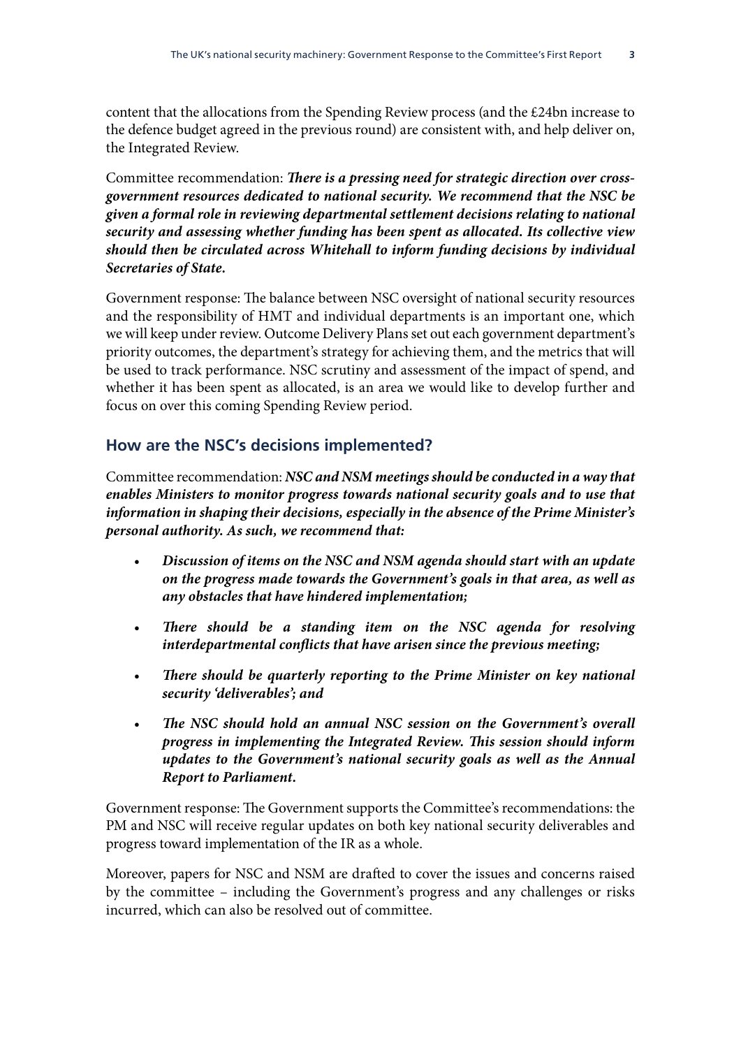content that the allocations from the Spending Review process (and the £24bn increase to the defence budget agreed in the previous round) are consistent with, and help deliver on, the Integrated Review.

Committee recommendation: ***There is a pressing need for strategic direction over cross-government resources dedicated to national security. We recommend that the NSC be given a formal role in reviewing departmental settlement decisions relating to national security and assessing whether funding has been spent as allocated. Its collective view should then be circulated across Whitehall to inform funding decisions by individual Secretaries of State.***

Government response: The balance between NSC oversight of national security resources and the responsibility of HMT and individual departments is an important one, which we will keep under review. Outcome Delivery Plans set out each government department's priority outcomes, the department's strategy for achieving them, and the metrics that will be used to track performance. NSC scrutiny and assessment of the impact of spend, and whether it has been spent as allocated, is an area we would like to develop further and focus on over this coming Spending Review period.

## How are the NSC's decisions implemented?

Committee recommendation: ***NSC and NSM meetings should be conducted in a way that enables Ministers to monitor progress towards national security goals and to use that information in shaping their decisions, especially in the absence of the Prime Minister's personal authority. As such, we recommend that:***

- ***Discussion of items on the NSC and NSM agenda should start with an update on the progress made towards the Government's goals in that area, as well as any obstacles that have hindered implementation;***
- ***There should be a standing item on the NSC agenda for resolving interdepartmental conflicts that have arisen since the previous meeting;***
- ***There should be quarterly reporting to the Prime Minister on key national security 'deliverables'; and***
- ***The NSC should hold an annual NSC session on the Government's overall progress in implementing the Integrated Review. This session should inform updates to the Government's national security goals as well as the Annual Report to Parliament.***

Government response: The Government supports the Committee's recommendations: the PM and NSC will receive regular updates on both key national security deliverables and progress toward implementation of the IR as a whole.

Moreover, papers for NSC and NSM are drafted to cover the issues and concerns raised by the committee – including the Government's progress and any challenges or risks incurred, which can also be resolved out of committee.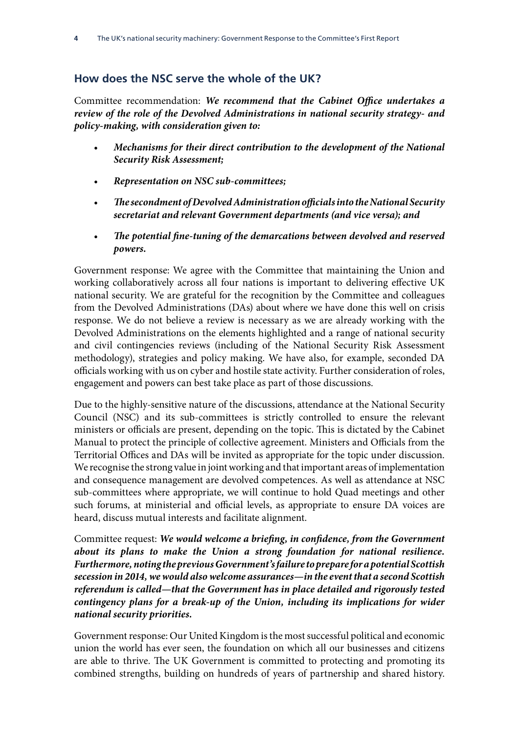## How does the NSC serve the whole of the UK?

Committee recommendation: ***We recommend that the Cabinet Office undertakes a review of the role of the Devolved Administrations in national security strategy- and policy-making, with consideration given to:***

- ***Mechanisms for their direct contribution to the development of the National Security Risk Assessment;***
- ***Representation on NSC sub-committees;***
- ***The secondment of Devolved Administration officials into the National Security secretariat and relevant Government departments (and vice versa); and***
- ***The potential fine-tuning of the demarcations between devolved and reserved powers.***

Government response: We agree with the Committee that maintaining the Union and working collaboratively across all four nations is important to delivering effective UK national security. We are grateful for the recognition by the Committee and colleagues from the Devolved Administrations (DAs) about where we have done this well on crisis response. We do not believe a review is necessary as we are already working with the Devolved Administrations on the elements highlighted and a range of national security and civil contingencies reviews (including of the National Security Risk Assessment methodology), strategies and policy making. We have also, for example, seconded DA officials working with us on cyber and hostile state activity. Further consideration of roles, engagement and powers can best take place as part of those discussions.

Due to the highly-sensitive nature of the discussions, attendance at the National Security Council (NSC) and its sub-committees is strictly controlled to ensure the relevant ministers or officials are present, depending on the topic. This is dictated by the Cabinet Manual to protect the principle of collective agreement. Ministers and Officials from the Territorial Offices and DAs will be invited as appropriate for the topic under discussion. We recognise the strong value in joint working and that important areas of implementation and consequence management are devolved competences. As well as attendance at NSC sub-committees where appropriate, we will continue to hold Quad meetings and other such forums, at ministerial and official levels, as appropriate to ensure DA voices are heard, discuss mutual interests and facilitate alignment.

Committee request: ***We would welcome a briefing, in confidence, from the Government about its plans to make the Union a strong foundation for national resilience. Furthermore, noting the previous Government's failure to prepare for a potential Scottish secession in 2014, we would also welcome assurances—in the event that a second Scottish referendum is called—that the Government has in place detailed and rigorously tested contingency plans for a break-up of the Union, including its implications for wider national security priorities.***

Government response: Our United Kingdom is the most successful political and economic union the world has ever seen, the foundation on which all our businesses and citizens are able to thrive. The UK Government is committed to protecting and promoting its combined strengths, building on hundreds of years of partnership and shared history.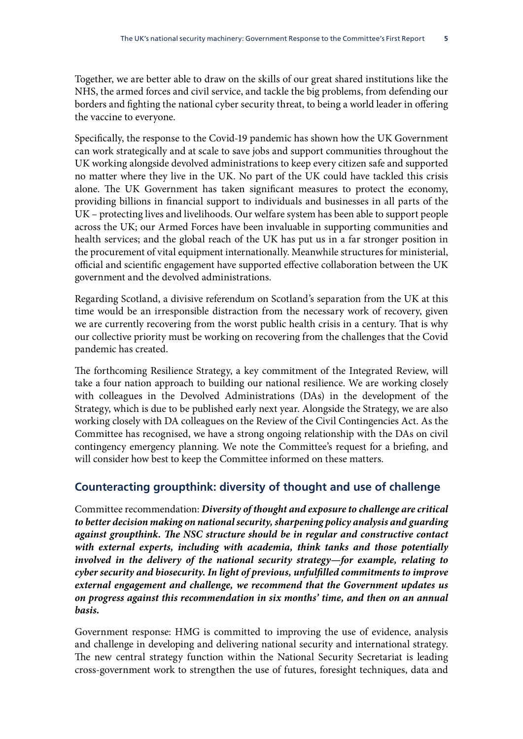Together, we are better able to draw on the skills of our great shared institutions like the NHS, the armed forces and civil service, and tackle the big problems, from defending our borders and fighting the national cyber security threat, to being a world leader in offering the vaccine to everyone.

Specifically, the response to the Covid-19 pandemic has shown how the UK Government can work strategically and at scale to save jobs and support communities throughout the UK working alongside devolved administrations to keep every citizen safe and supported no matter where they live in the UK. No part of the UK could have tackled this crisis alone. The UK Government has taken significant measures to protect the economy, providing billions in financial support to individuals and businesses in all parts of the UK – protecting lives and livelihoods. Our welfare system has been able to support people across the UK; our Armed Forces have been invaluable in supporting communities and health services; and the global reach of the UK has put us in a far stronger position in the procurement of vital equipment internationally. Meanwhile structures for ministerial, official and scientific engagement have supported effective collaboration between the UK government and the devolved administrations.

Regarding Scotland, a divisive referendum on Scotland's separation from the UK at this time would be an irresponsible distraction from the necessary work of recovery, given we are currently recovering from the worst public health crisis in a century. That is why our collective priority must be working on recovering from the challenges that the Covid pandemic has created.

The forthcoming Resilience Strategy, a key commitment of the Integrated Review, will take a four nation approach to building our national resilience. We are working closely with colleagues in the Devolved Administrations (DAs) in the development of the Strategy, which is due to be published early next year. Alongside the Strategy, we are also working closely with DA colleagues on the Review of the Civil Contingencies Act. As the Committee has recognised, we have a strong ongoing relationship with the DAs on civil contingency emergency planning. We note the Committee's request for a briefing, and will consider how best to keep the Committee informed on these matters.

## Counteracting groupthink: diversity of thought and use of challenge

Committee recommendation: ***Diversity of thought and exposure to challenge are critical to better decision making on national security, sharpening policy analysis and guarding against groupthink. The NSC structure should be in regular and constructive contact with external experts, including with academia, think tanks and those potentially involved in the delivery of the national security strategy—for example, relating to cyber security and biosecurity. In light of previous, unfulfilled commitments to improve external engagement and challenge, we recommend that the Government updates us on progress against this recommendation in six months' time, and then on an annual basis.***

Government response: HMG is committed to improving the use of evidence, analysis and challenge in developing and delivering national security and international strategy. The new central strategy function within the National Security Secretariat is leading cross-government work to strengthen the use of futures, foresight techniques, data and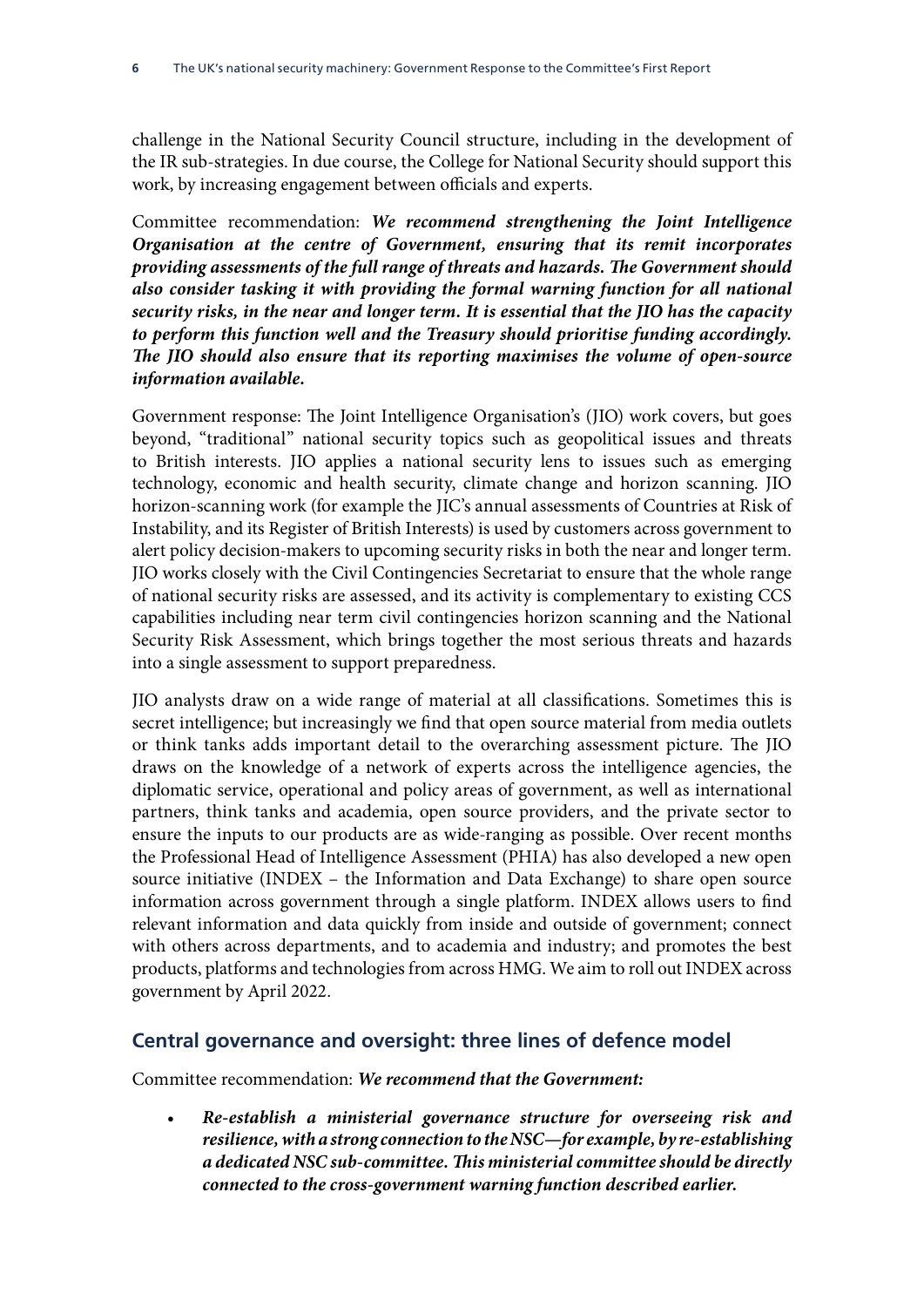challenge in the National Security Council structure, including in the development of the IR sub-strategies. In due course, the College for National Security should support this work, by increasing engagement between officials and experts.

Committee recommendation: ***We recommend strengthening the Joint Intelligence Organisation at the centre of Government, ensuring that its remit incorporates providing assessments of the full range of threats and hazards. The Government should also consider tasking it with providing the formal warning function for all national security risks, in the near and longer term. It is essential that the JIO has the capacity to perform this function well and the Treasury should prioritise funding accordingly. The JIO should also ensure that its reporting maximises the volume of open-source information available.***

Government response: The Joint Intelligence Organisation's (JIO) work covers, but goes beyond, "traditional" national security topics such as geopolitical issues and threats to British interests. JIO applies a national security lens to issues such as emerging technology, economic and health security, climate change and horizon scanning. JIO horizon-scanning work (for example the JIC's annual assessments of Countries at Risk of Instability, and its Register of British Interests) is used by customers across government to alert policy decision-makers to upcoming security risks in both the near and longer term. JIO works closely with the Civil Contingencies Secretariat to ensure that the whole range of national security risks are assessed, and its activity is complementary to existing CCS capabilities including near term civil contingencies horizon scanning and the National Security Risk Assessment, which brings together the most serious threats and hazards into a single assessment to support preparedness.

JIO analysts draw on a wide range of material at all classifications. Sometimes this is secret intelligence; but increasingly we find that open source material from media outlets or think tanks adds important detail to the overarching assessment picture. The JIO draws on the knowledge of a network of experts across the intelligence agencies, the diplomatic service, operational and policy areas of government, as well as international partners, think tanks and academia, open source providers, and the private sector to ensure the inputs to our products are as wide-ranging as possible. Over recent months the Professional Head of Intelligence Assessment (PHIA) has also developed a new open source initiative (INDEX – the Information and Data Exchange) to share open source information across government through a single platform. INDEX allows users to find relevant information and data quickly from inside and outside of government; connect with others across departments, and to academia and industry; and promotes the best products, platforms and technologies from across HMG. We aim to roll out INDEX across government by April 2022.

## Central governance and oversight: three lines of defence model

Committee recommendation: ***We recommend that the Government:***

- ***Re-establish a ministerial governance structure for overseeing risk and resilience, with a strong connection to the NSC—for example, by re-establishing a dedicated NSC sub-committee. This ministerial committee should be directly connected to the cross-government warning function described earlier.***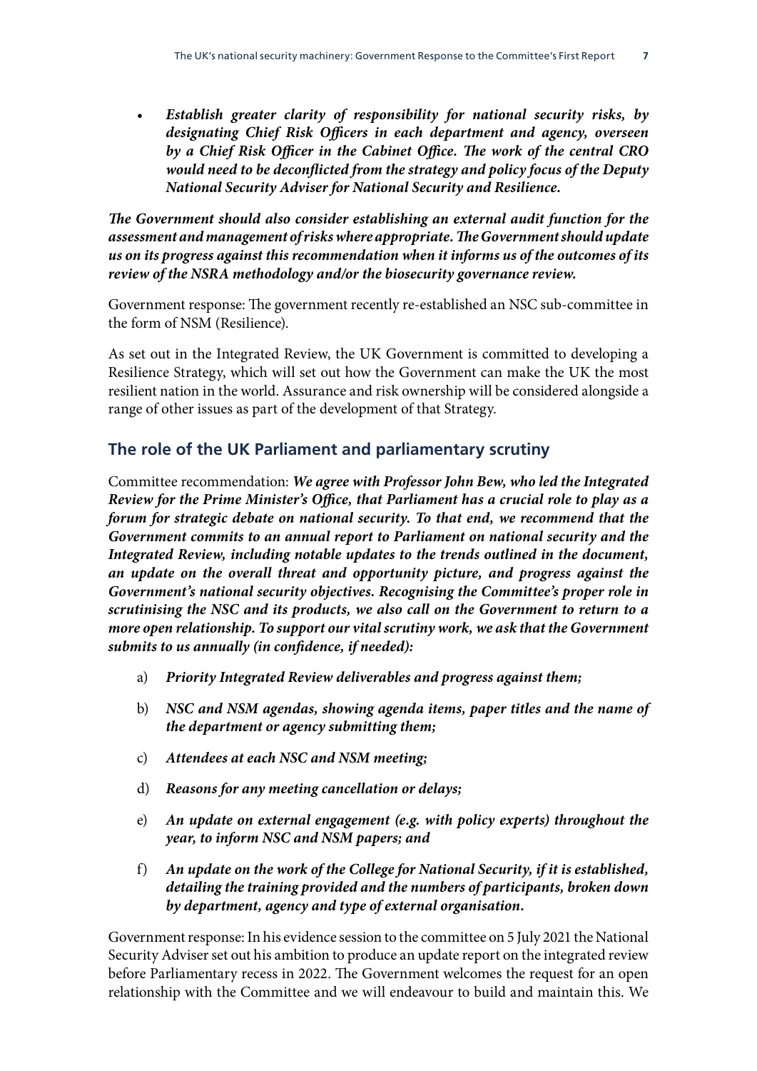- ***Establish greater clarity of responsibility for national security risks, by designating Chief Risk Officers in each department and agency, overseen by a Chief Risk Officer in the Cabinet Office. The work of the central CRO would need to be deconflicted from the strategy and policy focus of the Deputy National Security Adviser for National Security and Resilience.***

***The Government should also consider establishing an external audit function for the assessment and management of risks where appropriate. The Government should update us on its progress against this recommendation when it informs us of the outcomes of its review of the NSRA methodology and/or the biosecurity governance review.***

Government response: The government recently re-established an NSC sub-committee in the form of NSM (Resilience).

As set out in the Integrated Review, the UK Government is committed to developing a Resilience Strategy, which will set out how the Government can make the UK the most resilient nation in the world. Assurance and risk ownership will be considered alongside a range of other issues as part of the development of that Strategy.

## The role of the UK Parliament and parliamentary scrutiny

Committee recommendation: ***We agree with Professor John Bew, who led the Integrated Review for the Prime Minister's Office, that Parliament has a crucial role to play as a forum for strategic debate on national security. To that end, we recommend that the Government commits to an annual report to Parliament on national security and the Integrated Review, including notable updates to the trends outlined in the document, an update on the overall threat and opportunity picture, and progress against the Government's national security objectives. Recognising the Committee's proper role in scrutinising the NSC and its products, we also call on the Government to return to a more open relationship. To support our vital scrutiny work, we ask that the Government submits to us annually (in confidence, if needed):***

a) ***Priority Integrated Review deliverables and progress against them;***

b) ***NSC and NSM agendas, showing agenda items, paper titles and the name of the department or agency submitting them;***

c) ***Attendees at each NSC and NSM meeting;***

d) ***Reasons for any meeting cancellation or delays;***

e) ***An update on external engagement (e.g. with policy experts) throughout the year, to inform NSC and NSM papers; and***

f) ***An update on the work of the College for National Security, if it is established, detailing the training provided and the numbers of participants, broken down by department, agency and type of external organisation.***

Government response: In his evidence session to the committee on 5 July 2021 the National Security Adviser set out his ambition to produce an update report on the integrated review before Parliamentary recess in 2022. The Government welcomes the request for an open relationship with the Committee and we will endeavour to build and maintain this. We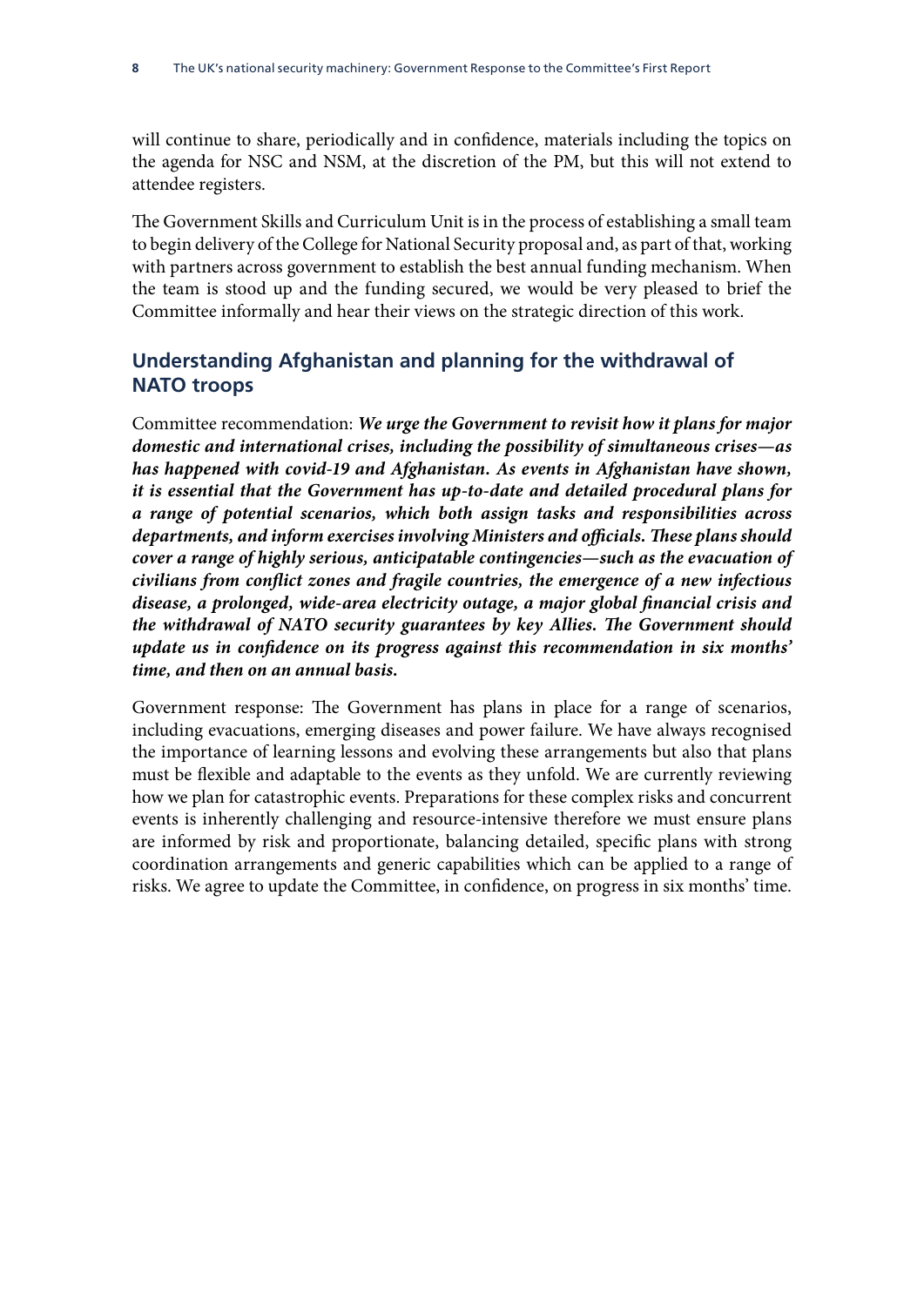will continue to share, periodically and in confidence, materials including the topics on the agenda for NSC and NSM, at the discretion of the PM, but this will not extend to attendee registers.

The Government Skills and Curriculum Unit is in the process of establishing a small team to begin delivery of the College for National Security proposal and, as part of that, working with partners across government to establish the best annual funding mechanism. When the team is stood up and the funding secured, we would be very pleased to brief the Committee informally and hear their views on the strategic direction of this work.

## Understanding Afghanistan and planning for the withdrawal of NATO troops

Committee recommendation: ***We urge the Government to revisit how it plans for major domestic and international crises, including the possibility of simultaneous crises—as has happened with covid-19 and Afghanistan. As events in Afghanistan have shown, it is essential that the Government has up-to-date and detailed procedural plans for a range of potential scenarios, which both assign tasks and responsibilities across departments, and inform exercises involving Ministers and officials. These plans should cover a range of highly serious, anticipatable contingencies—such as the evacuation of civilians from conflict zones and fragile countries, the emergence of a new infectious disease, a prolonged, wide-area electricity outage, a major global financial crisis and the withdrawal of NATO security guarantees by key Allies. The Government should update us in confidence on its progress against this recommendation in six months' time, and then on an annual basis.***

Government response: The Government has plans in place for a range of scenarios, including evacuations, emerging diseases and power failure. We have always recognised the importance of learning lessons and evolving these arrangements but also that plans must be flexible and adaptable to the events as they unfold. We are currently reviewing how we plan for catastrophic events. Preparations for these complex risks and concurrent events is inherently challenging and resource-intensive therefore we must ensure plans are informed by risk and proportionate, balancing detailed, specific plans with strong coordination arrangements and generic capabilities which can be applied to a range of risks. We agree to update the Committee, in confidence, on progress in six months' time.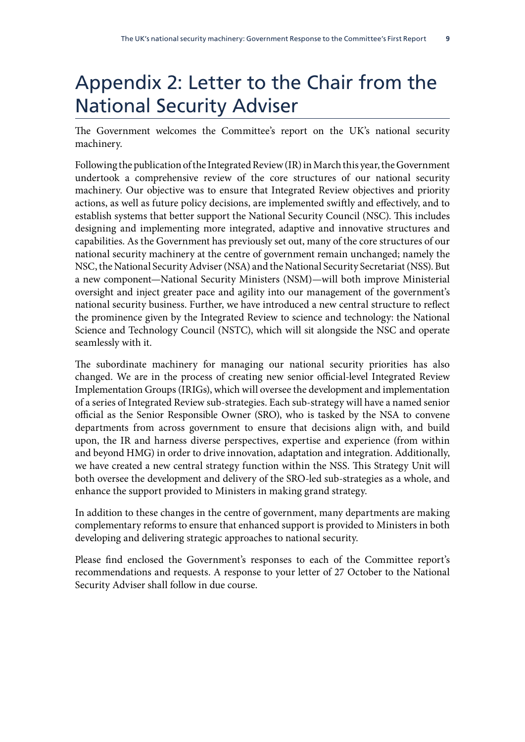# Appendix 2: Letter to the Chair from the National Security Adviser

The Government welcomes the Committee's report on the UK's national security machinery.

Following the publication of the Integrated Review (IR) in March this year, the Government undertook a comprehensive review of the core structures of our national security machinery. Our objective was to ensure that Integrated Review objectives and priority actions, as well as future policy decisions, are implemented swiftly and effectively, and to establish systems that better support the National Security Council (NSC). This includes designing and implementing more integrated, adaptive and innovative structures and capabilities. As the Government has previously set out, many of the core structures of our national security machinery at the centre of government remain unchanged; namely the NSC, the National Security Adviser (NSA) and the National Security Secretariat (NSS). But a new component—National Security Ministers (NSM)—will both improve Ministerial oversight and inject greater pace and agility into our management of the government's national security business. Further, we have introduced a new central structure to reflect the prominence given by the Integrated Review to science and technology: the National Science and Technology Council (NSTC), which will sit alongside the NSC and operate seamlessly with it.

The subordinate machinery for managing our national security priorities has also changed. We are in the process of creating new senior official-level Integrated Review Implementation Groups (IRIGs), which will oversee the development and implementation of a series of Integrated Review sub-strategies. Each sub-strategy will have a named senior official as the Senior Responsible Owner (SRO), who is tasked by the NSA to convene departments from across government to ensure that decisions align with, and build upon, the IR and harness diverse perspectives, expertise and experience (from within and beyond HMG) in order to drive innovation, adaptation and integration. Additionally, we have created a new central strategy function within the NSS. This Strategy Unit will both oversee the development and delivery of the SRO-led sub-strategies as a whole, and enhance the support provided to Ministers in making grand strategy.

In addition to these changes in the centre of government, many departments are making complementary reforms to ensure that enhanced support is provided to Ministers in both developing and delivering strategic approaches to national security.

Please find enclosed the Government's responses to each of the Committee report's recommendations and requests. A response to your letter of 27 October to the National Security Adviser shall follow in due course.